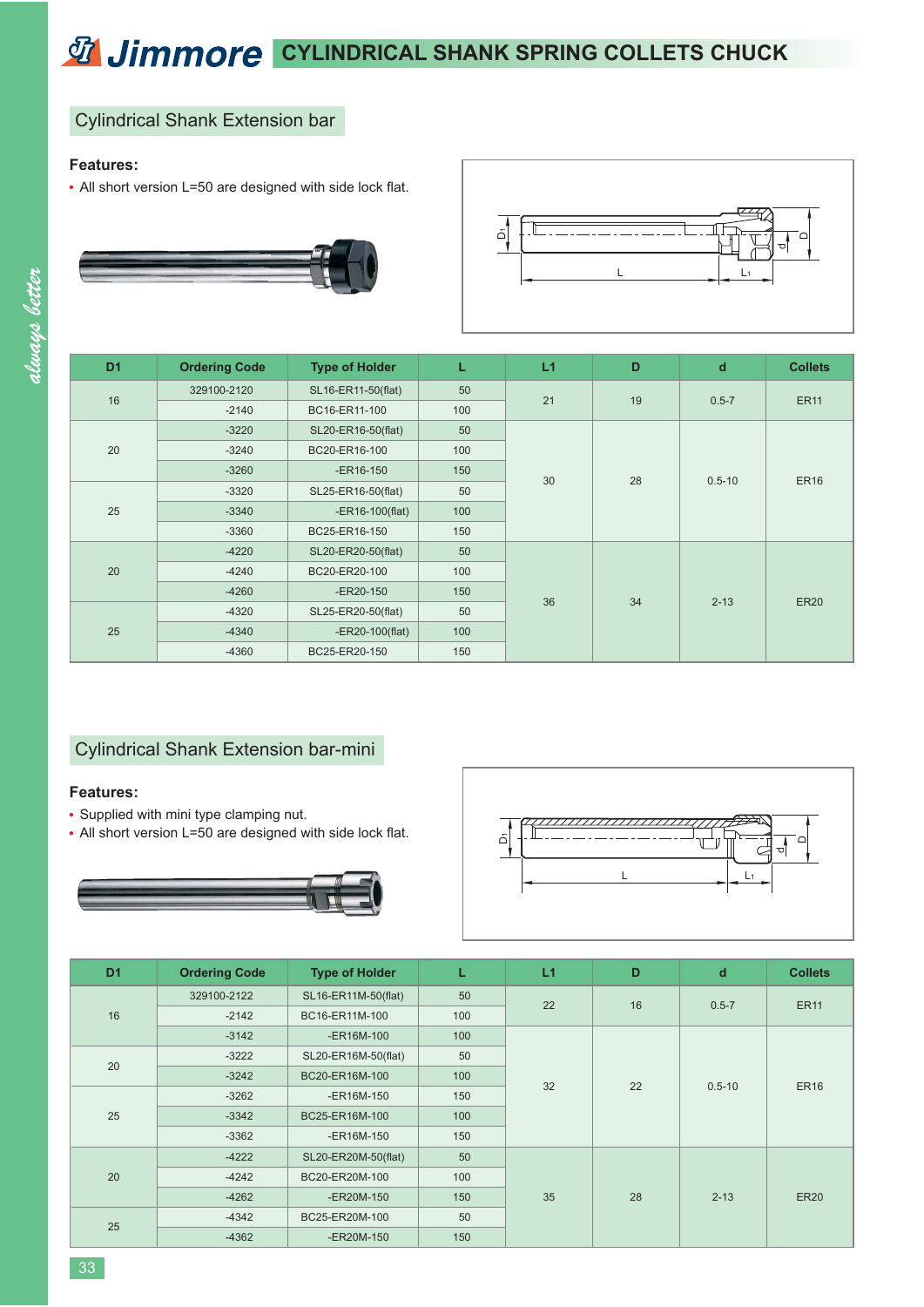# Jimmore CYLINDRICAL SHANK SPRING COLLETS CHUCK

## Cylindrical Shank Extension bar

**Features:**

- All short version L=50 are designed with side lock flat.

| D1 | Ordering Code | Type of Holder | L | L1 | D | d | Collets |
|---|---|---|---|---|---|---|---|
| 16 | 329100-2120 | SL16-ER11-50(flat) | 50 | 21 | 19 | 0.5-7 | ER11 |
| | -2140 | BC16-ER11-100 | 100 | | | | |
| 20 | -3220 | SL20-ER16-50(flat) | 50 | 30 | 28 | 0.5-10 | ER16 |
| | -3240 | BC20-ER16-100 | 100 | | | | |
| | -3260 | -ER16-150 | 150 | | | | |
| 25 | -3320 | SL25-ER16-50(flat) | 50 | | | | |
| | -3340 | -ER16-100(flat) | 100 | | | | |
| | -3360 | BC25-ER16-150 | 150 | | | | |
| 20 | -4220 | SL20-ER20-50(flat) | 50 | 36 | 34 | 2-13 | ER20 |
| | -4240 | BC20-ER20-100 | 100 | | | | |
| | -4260 | -ER20-150 | 150 | | | | |
| 25 | -4320 | SL25-ER20-50(flat) | 50 | | | | |
| | -4340 | -ER20-100(flat) | 100 | | | | |
| | -4360 | BC25-ER20-150 | 150 | | | | |

## Cylindrical Shank Extension bar-mini

**Features:**

- Supplied with mini type clamping nut.
- All short version L=50 are designed with side lock flat.

| D1 | Ordering Code | Type of Holder | L | L1 | D | d | Collets |
|---|---|---|---|---|---|---|---|
| 16 | 329100-2122 | SL16-ER11M-50(flat) | 50 | 22 | 16 | 0.5-7 | ER11 |
| | -2142 | BC16-ER11M-100 | 100 | | | | |
| | -3142 | -ER16M-100 | 100 | 32 | 22 | 0.5-10 | ER16 |
| 20 | -3222 | SL20-ER16M-50(flat) | 50 | | | | |
| | -3242 | BC20-ER16M-100 | 100 | | | | |
| 25 | -3262 | -ER16M-150 | 150 | | | | |
| | -3342 | BC25-ER16M-100 | 100 | | | | |
| | -3362 | -ER16M-150 | 150 | | | | |
| 20 | -4222 | SL20-ER20M-50(flat) | 50 | 35 | 28 | 2-13 | ER20 |
| | -4242 | BC20-ER20M-100 | 100 | | | | |
| | -4262 | -ER20M-150 | 150 | | | | |
| 25 | -4342 | BC25-ER20M-100 | 50 | | | | |
| | -4362 | -ER20M-150 | 150 | | | | |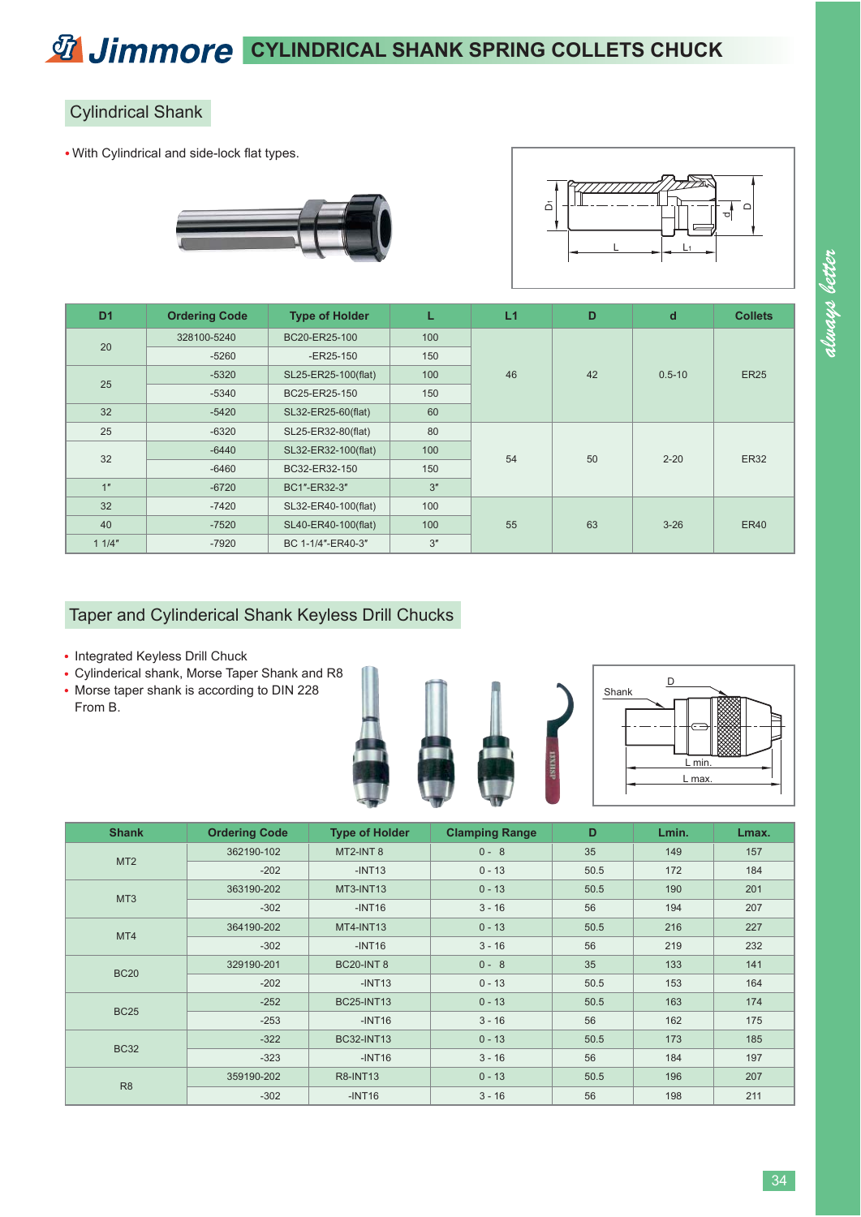# CYLINDRICAL SHANK SPRING COLLETS CHUCK

## Cylindrical Shank

- With Cylindrical and side-lock flat types.

| D1 | Ordering Code | Type of Holder | L | L1 | D | d | Collets |
|---|---|---|---|---|---|---|---|
| 20 | 328100-5240 | BC20-ER25-100 | 100 | 46 | 42 | 0.5-10 | ER25 |
| | -5260 | -ER25-150 | 150 | | | | |
| 25 | -5320 | SL25-ER25-100(flat) | 100 | | | | |
| | -5340 | BC25-ER25-150 | 150 | | | | |
| 32 | -5420 | SL32-ER25-60(flat) | 60 | | | | |
| 25 | -6320 | SL25-ER32-80(flat) | 80 | 54 | 50 | 2-20 | ER32 |
| 32 | -6440 | SL32-ER32-100(flat) | 100 | | | | |
| | -6460 | BC32-ER32-150 | 150 | | | | |
| 1″ | -6720 | BC1″-ER32-3″ | 3″ | | | | |
| 32 | -7420 | SL32-ER40-100(flat) | 100 | 55 | 63 | 3-26 | ER40 |
| 40 | -7520 | SL40-ER40-100(flat) | 100 | | | | |
| 1 1/4″ | -7920 | BC 1-1/4″-ER40-3″ | 3″ | | | | |

## Taper and Cylinderical Shank Keyless Drill Chucks

- Integrated Keyless Drill Chuck
- Cylinderical shank, Morse Taper Shank and R8
- Morse taper shank is according to DIN 228 From B.

| Shank | Ordering Code | Type of Holder | Clamping Range | D | Lmin. | Lmax. |
|---|---|---|---|---|---|---|
| MT2 | 362190-102 | MT2-INT 8 | 0 - 8 | 35 | 149 | 157 |
| | -202 | -INT13 | 0 - 13 | 50.5 | 172 | 184 |
| MT3 | 363190-202 | MT3-INT13 | 0 - 13 | 50.5 | 190 | 201 |
| | -302 | -INT16 | 3 - 16 | 56 | 194 | 207 |
| MT4 | 364190-202 | MT4-INT13 | 0 - 13 | 50.5 | 216 | 227 |
| | -302 | -INT16 | 3 - 16 | 56 | 219 | 232 |
| BC20 | 329190-201 | BC20-INT 8 | 0 - 8 | 35 | 133 | 141 |
| | -202 | -INT13 | 0 - 13 | 50.5 | 153 | 164 |
| BC25 | -252 | BC25-INT13 | 0 - 13 | 50.5 | 163 | 174 |
| | -253 | -INT16 | 3 - 16 | 56 | 162 | 175 |
| BC32 | -322 | BC32-INT13 | 0 - 13 | 50.5 | 173 | 185 |
| | -323 | -INT16 | 3 - 16 | 56 | 184 | 197 |
| R8 | 359190-202 | R8-INT13 | 0 - 13 | 50.5 | 196 | 207 |
| | -302 | -INT16 | 3 - 16 | 56 | 198 | 211 |